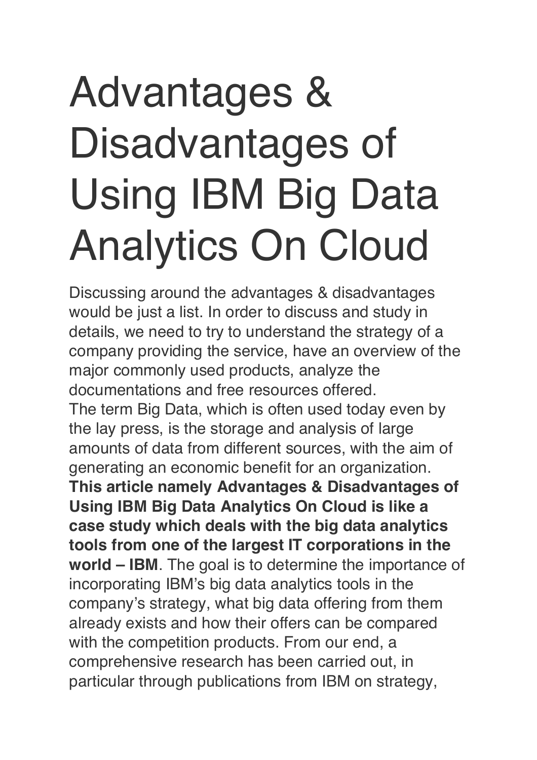# Advantages & Disadvantages of Using IBM Big Data Analytics On Cloud

Discussing around the advantages & disadvantages would be just a list. In order to discuss and study in details, we need to try to understand the strategy of a company providing the service, have an overview of the major commonly used products, analyze the documentations and free resources offered.
The term Big Data, which is often used today even by the lay press, is the storage and analysis of large amounts of data from different sources, with the aim of generating an economic benefit for an organization. **This article namely Advantages & Disadvantages of Using IBM Big Data Analytics On Cloud is like a case study which deals with the big data analytics tools from one of the largest IT corporations in the world – IBM**. The goal is to determine the importance of incorporating IBM's big data analytics tools in the company's strategy, what big data offering from them already exists and how their offers can be compared with the competition products. From our end, a comprehensive research has been carried out, in particular through publications from IBM on strategy,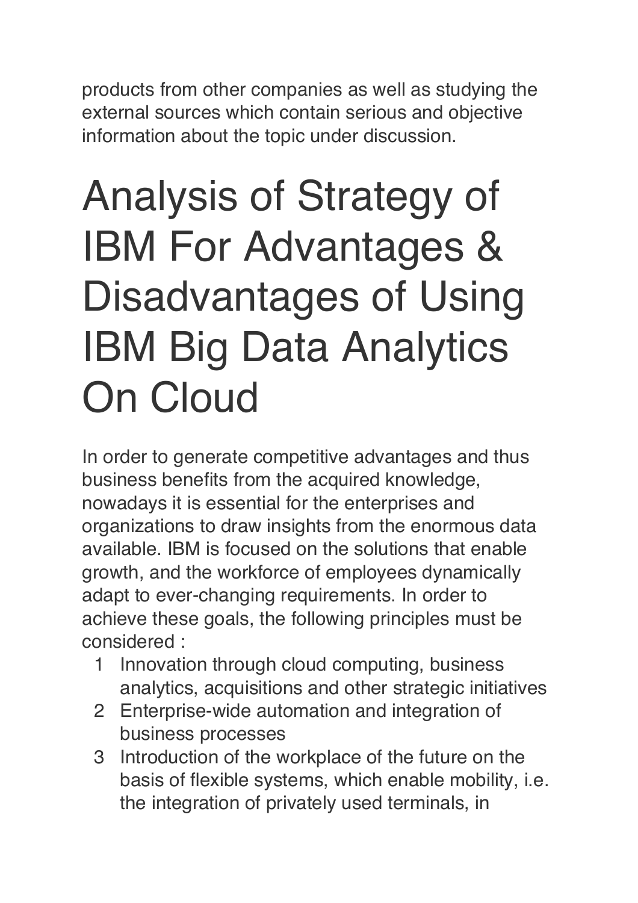products from other companies as well as studying the external sources which contain serious and objective information about the topic under discussion.

# Analysis of Strategy of IBM For Advantages & Disadvantages of Using IBM Big Data Analytics On Cloud

In order to generate competitive advantages and thus business benefits from the acquired knowledge, nowadays it is essential for the enterprises and organizations to draw insights from the enormous data available. IBM is focused on the solutions that enable growth, and the workforce of employees dynamically adapt to ever-changing requirements. In order to achieve these goals, the following principles must be considered :

1. Innovation through cloud computing, business analytics, acquisitions and other strategic initiatives
2. Enterprise-wide automation and integration of business processes
3. Introduction of the workplace of the future on the basis of flexible systems, which enable mobility, i.e. the integration of privately used terminals, in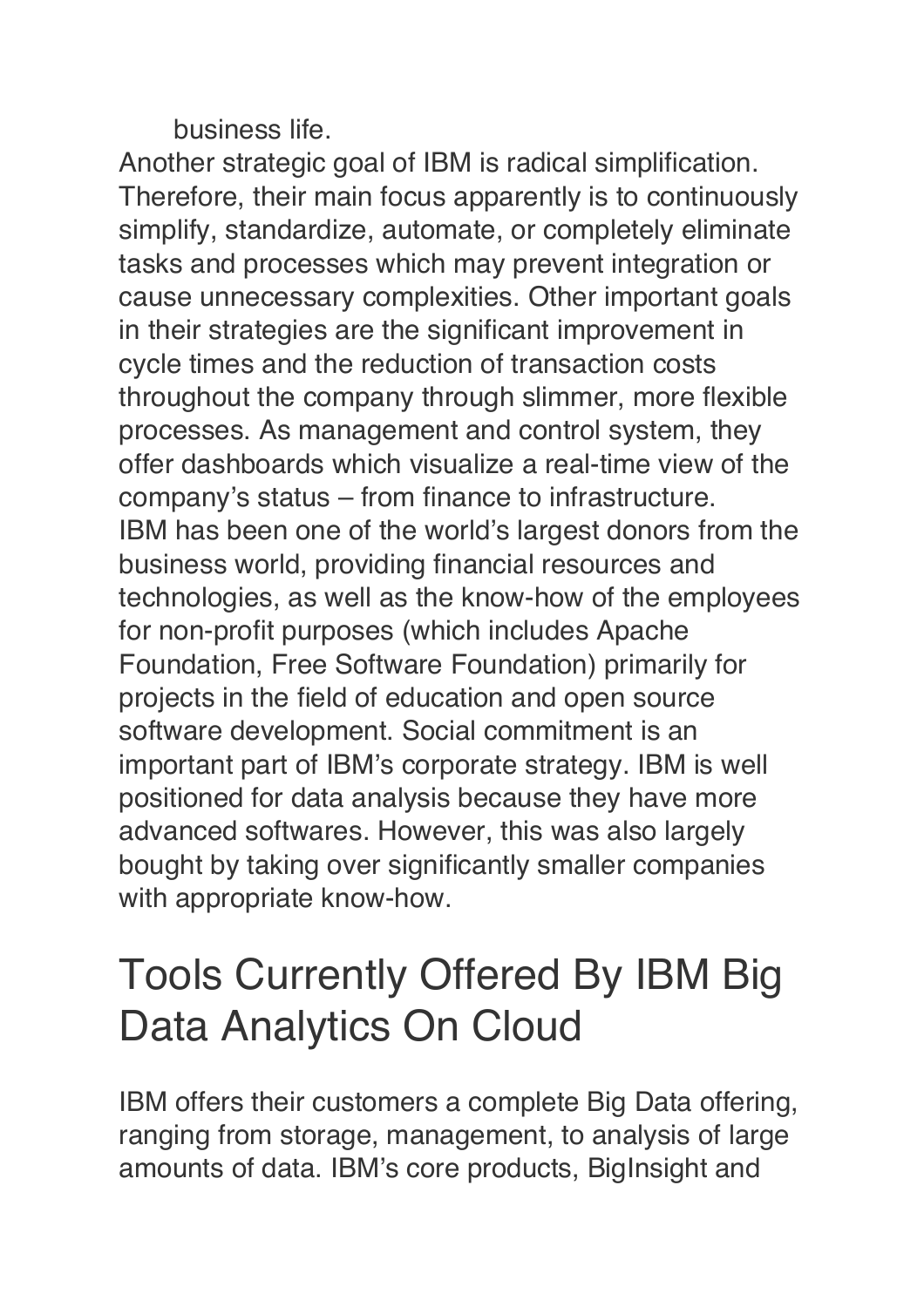business life.

Another strategic goal of IBM is radical simplification. Therefore, their main focus apparently is to continuously simplify, standardize, automate, or completely eliminate tasks and processes which may prevent integration or cause unnecessary complexities. Other important goals in their strategies are the significant improvement in cycle times and the reduction of transaction costs throughout the company through slimmer, more flexible processes. As management and control system, they offer dashboards which visualize a real-time view of the company's status – from finance to infrastructure.

IBM has been one of the world's largest donors from the business world, providing financial resources and technologies, as well as the know-how of the employees for non-profit purposes (which includes Apache Foundation, Free Software Foundation) primarily for projects in the field of education and open source software development. Social commitment is an important part of IBM's corporate strategy. IBM is well positioned for data analysis because they have more advanced softwares. However, this was also largely bought by taking over significantly smaller companies with appropriate know-how.

## Tools Currently Offered By IBM Big Data Analytics On Cloud

IBM offers their customers a complete Big Data offering, ranging from storage, management, to analysis of large amounts of data. IBM's core products, BigInsight and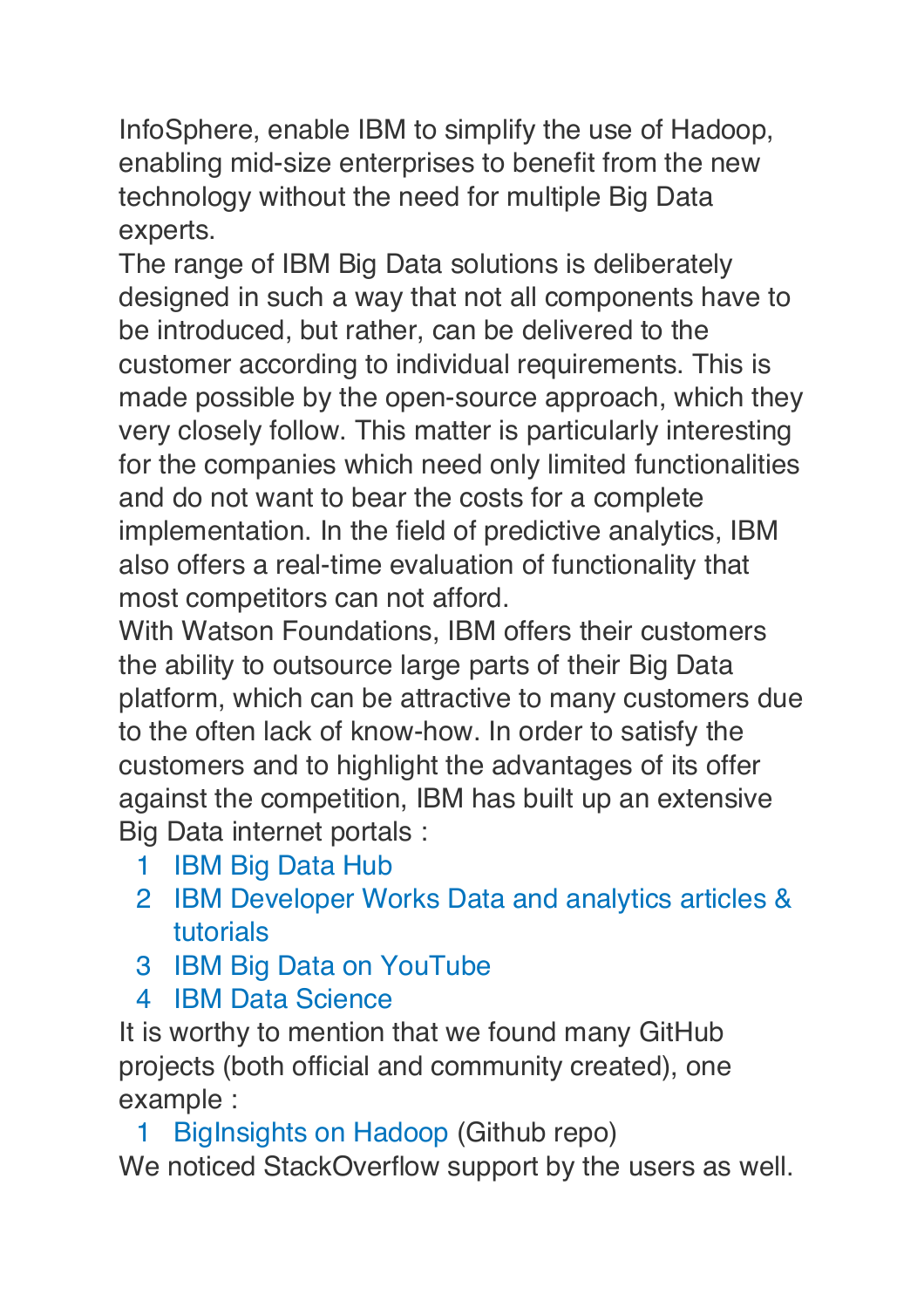InfoSphere, enable IBM to simplify the use of Hadoop, enabling mid-size enterprises to benefit from the new technology without the need for multiple Big Data experts.

The range of IBM Big Data solutions is deliberately designed in such a way that not all components have to be introduced, but rather, can be delivered to the customer according to individual requirements. This is made possible by the open-source approach, which they very closely follow. This matter is particularly interesting for the companies which need only limited functionalities and do not want to bear the costs for a complete implementation. In the field of predictive analytics, IBM also offers a real-time evaluation of functionality that most competitors can not afford.

With Watson Foundations, IBM offers their customers the ability to outsource large parts of their Big Data platform, which can be attractive to many customers due to the often lack of know-how. In order to satisfy the customers and to highlight the advantages of its offer against the competition, IBM has built up an extensive Big Data internet portals :

1. IBM Big Data Hub
2. IBM Developer Works Data and analytics articles & tutorials
3. IBM Big Data on YouTube
4. IBM Data Science

It is worthy to mention that we found many GitHub projects (both official and community created), one example :

1. BigInsights on Hadoop (Github repo)

We noticed StackOverflow support by the users as well.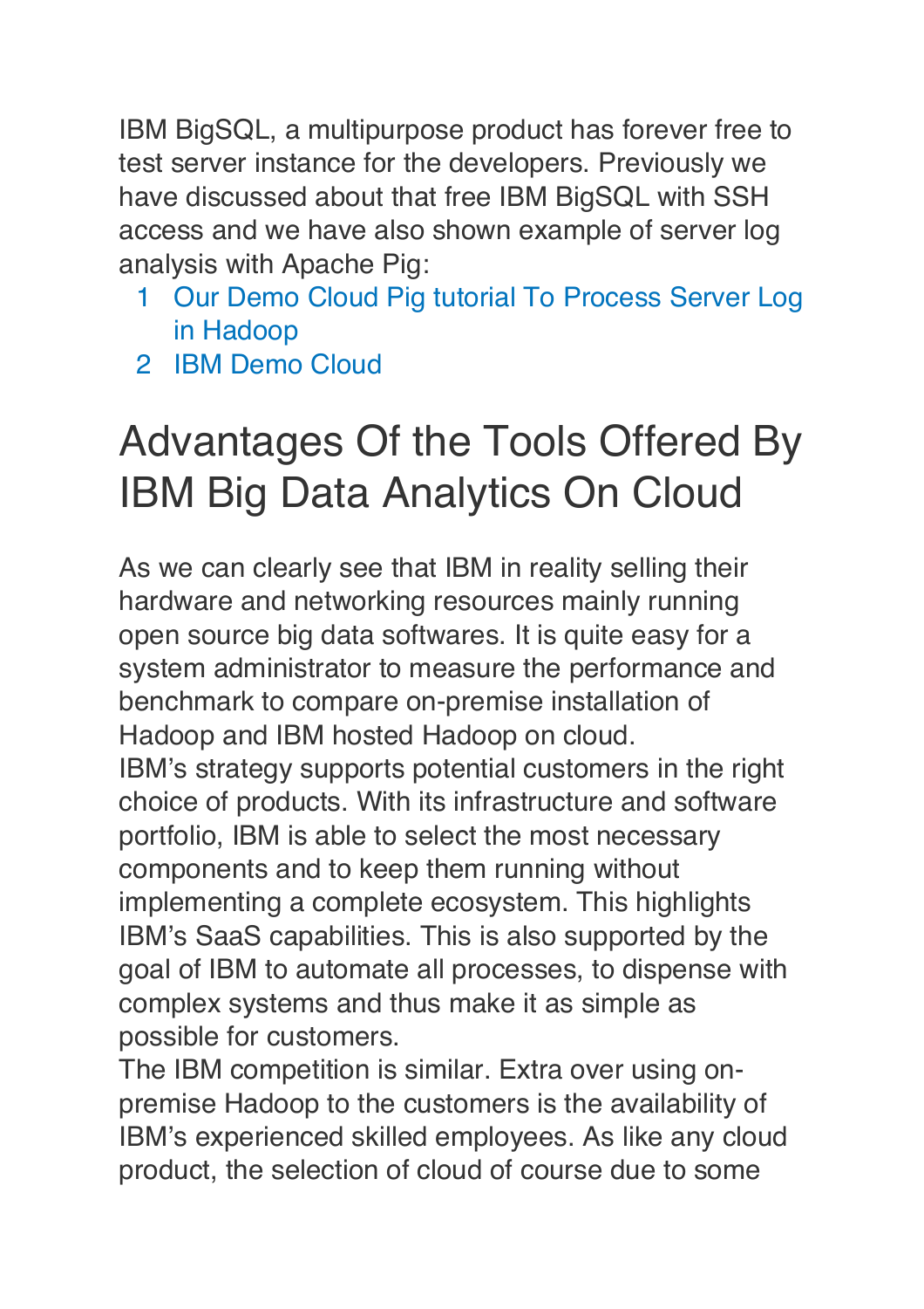IBM BigSQL, a multipurpose product has forever free to test server instance for the developers. Previously we have discussed about that free IBM BigSQL with SSH access and we have also shown example of server log analysis with Apache Pig:

1. Our Demo Cloud Pig tutorial To Process Server Log in Hadoop
2. IBM Demo Cloud

# Advantages Of the Tools Offered By IBM Big Data Analytics On Cloud

As we can clearly see that IBM in reality selling their hardware and networking resources mainly running open source big data softwares. It is quite easy for a system administrator to measure the performance and benchmark to compare on-premise installation of Hadoop and IBM hosted Hadoop on cloud.
IBM's strategy supports potential customers in the right choice of products. With its infrastructure and software portfolio, IBM is able to select the most necessary components and to keep them running without implementing a complete ecosystem. This highlights IBM's SaaS capabilities. This is also supported by the goal of IBM to automate all processes, to dispense with complex systems and thus make it as simple as possible for customers.
The IBM competition is similar. Extra over using on-premise Hadoop to the customers is the availability of IBM's experienced skilled employees. As like any cloud product, the selection of cloud of course due to some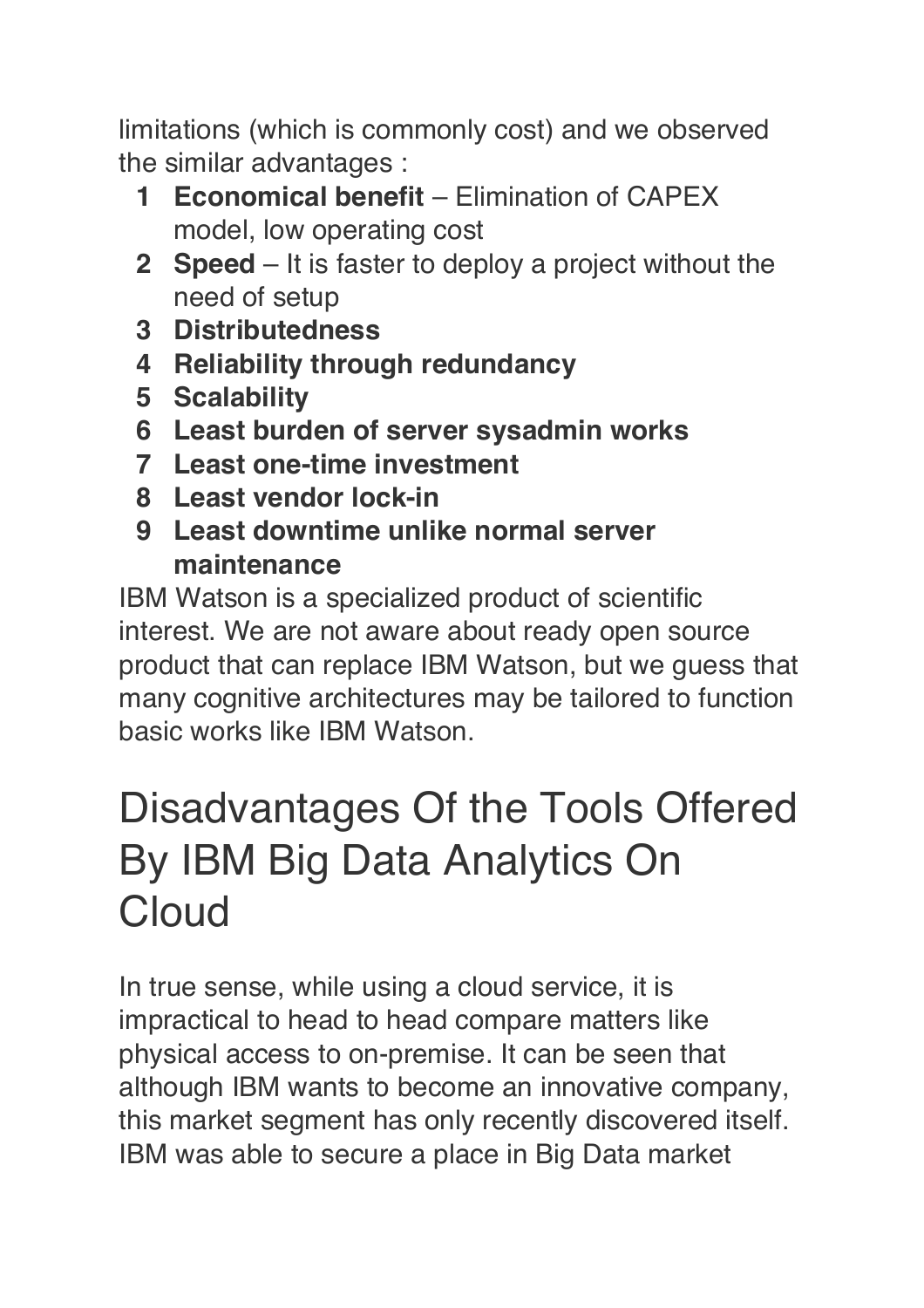limitations (which is commonly cost) and we observed the similar advantages :

1. **Economical benefit** – Elimination of CAPEX model, low operating cost
2. **Speed** – It is faster to deploy a project without the need of setup
3. **Distributedness**
4. **Reliability through redundancy**
5. **Scalability**
6. **Least burden of server sysadmin works**
7. **Least one-time investment**
8. **Least vendor lock-in**
9. **Least downtime unlike normal server maintenance**

IBM Watson is a specialized product of scientific interest. We are not aware about ready open source product that can replace IBM Watson, but we guess that many cognitive architectures may be tailored to function basic works like IBM Watson.

# Disadvantages Of the Tools Offered By IBM Big Data Analytics On Cloud

In true sense, while using a cloud service, it is impractical to head to head compare matters like physical access to on-premise. It can be seen that although IBM wants to become an innovative company, this market segment has only recently discovered itself. IBM was able to secure a place in Big Data market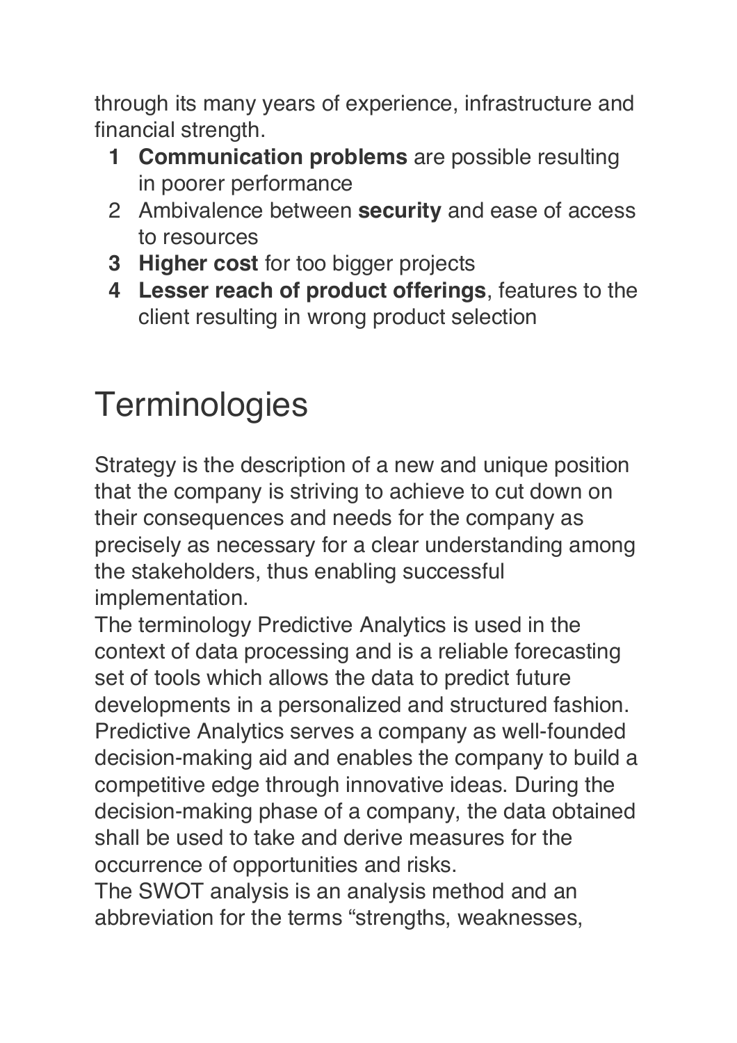through its many years of experience, infrastructure and financial strength.

1. **Communication problems** are possible resulting in poorer performance
2. Ambivalence between **security** and ease of access to resources
3. **Higher cost** for too bigger projects
4. **Lesser reach of product offerings**, features to the client resulting in wrong product selection

# Terminologies

Strategy is the description of a new and unique position that the company is striving to achieve to cut down on their consequences and needs for the company as precisely as necessary for a clear understanding among the stakeholders, thus enabling successful implementation.

The terminology Predictive Analytics is used in the context of data processing and is a reliable forecasting set of tools which allows the data to predict future developments in a personalized and structured fashion. Predictive Analytics serves a company as well-founded decision-making aid and enables the company to build a competitive edge through innovative ideas. During the decision-making phase of a company, the data obtained shall be used to take and derive measures for the occurrence of opportunities and risks.

The SWOT analysis is an analysis method and an abbreviation for the terms "strengths, weaknesses,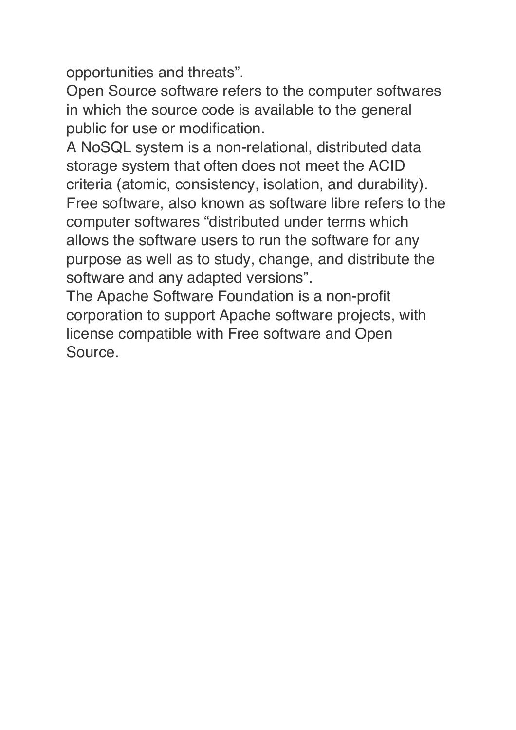opportunities and threats".

Open Source software refers to the computer softwares in which the source code is available to the general public for use or modification.

A NoSQL system is a non-relational, distributed data storage system that often does not meet the ACID criteria (atomic, consistency, isolation, and durability).

Free software, also known as software libre refers to the computer softwares "distributed under terms which allows the software users to run the software for any purpose as well as to study, change, and distribute the software and any adapted versions".

The Apache Software Foundation is a non-profit corporation to support Apache software projects, with license compatible with Free software and Open Source.